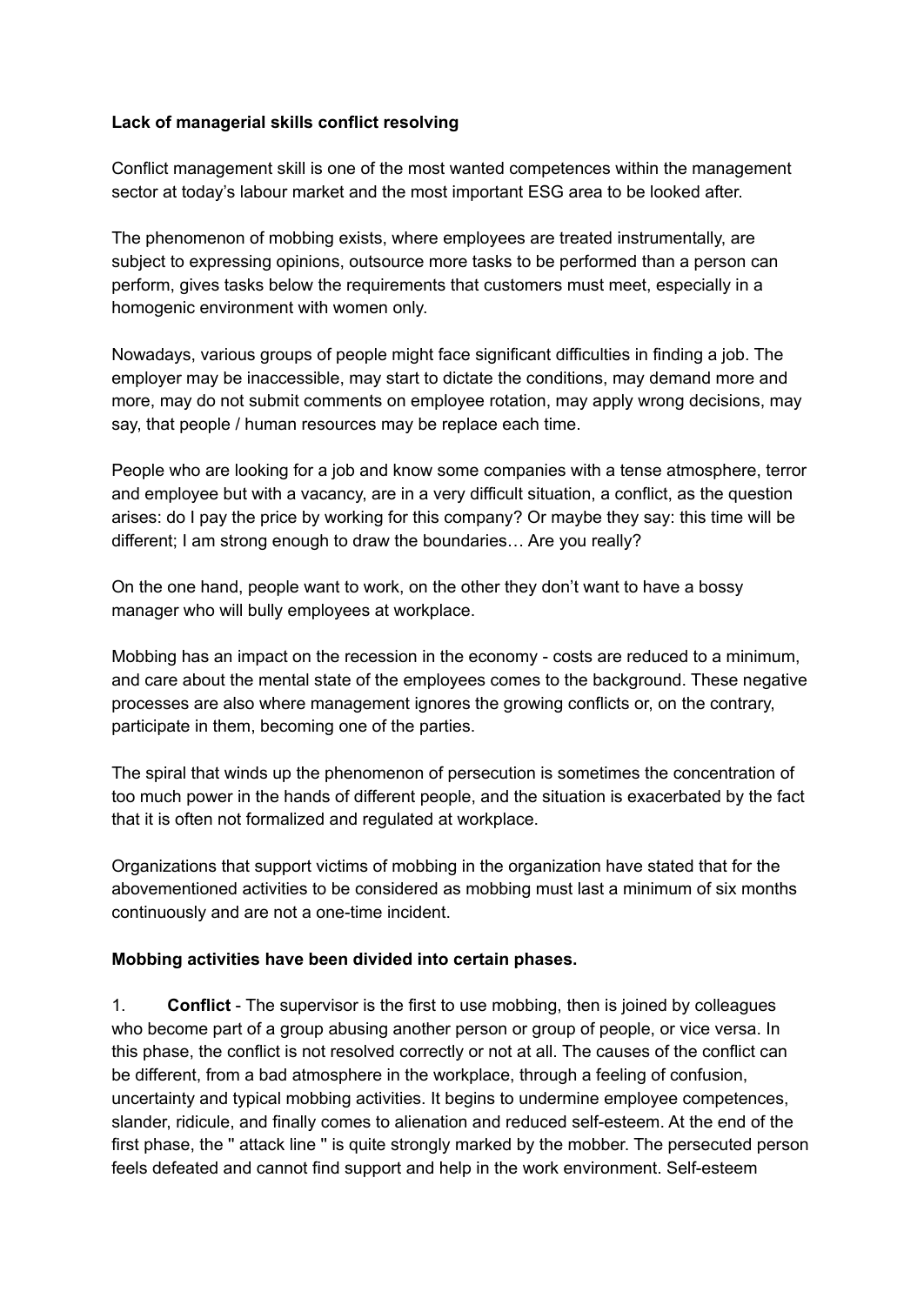**Lack of managerial skills conflict resolving**

Conflict management skill is one of the most wanted competences within the management sector at today's labour market and the most important ESG area to be looked after.

The phenomenon of mobbing exists, where employees are treated instrumentally, are subject to expressing opinions, outsource more tasks to be performed than a person can perform, gives tasks below the requirements that customers must meet, especially in a homogenic environment with women only.

Nowadays, various groups of people might face significant difficulties in finding a job. The employer may be inaccessible, may start to dictate the conditions, may demand more and more, may do not submit comments on employee rotation, may apply wrong decisions, may say, that people / human resources may be replace each time.

People who are looking for a job and know some companies with a tense atmosphere, terror and employee but with a vacancy, are in a very difficult situation, a conflict, as the question arises: do I pay the price by working for this company? Or maybe they say: this time will be different; I am strong enough to draw the boundaries… Are you really?

On the one hand, people want to work, on the other they don't want to have a bossy manager who will bully employees at workplace.

Mobbing has an impact on the recession in the economy - costs are reduced to a minimum, and care about the mental state of the employees comes to the background. These negative processes are also where management ignores the growing conflicts or, on the contrary, participate in them, becoming one of the parties.

The spiral that winds up the phenomenon of persecution is sometimes the concentration of too much power in the hands of different people, and the situation is exacerbated by the fact that it is often not formalized and regulated at workplace.

Organizations that support victims of mobbing in the organization have stated that for the abovementioned activities to be considered as mobbing must last a minimum of six months continuously and are not a one-time incident.

**Mobbing activities have been divided into certain phases.**

1. **Conflict** - The supervisor is the first to use mobbing, then is joined by colleagues who become part of a group abusing another person or group of people, or vice versa. In this phase, the conflict is not resolved correctly or not at all. The causes of the conflict can be different, from a bad atmosphere in the workplace, through a feeling of confusion, uncertainty and typical mobbing activities. It begins to undermine employee competences, slander, ridicule, and finally comes to alienation and reduced self-esteem. At the end of the first phase, the " attack line " is quite strongly marked by the mobber. The persecuted person feels defeated and cannot find support and help in the work environment. Self-esteem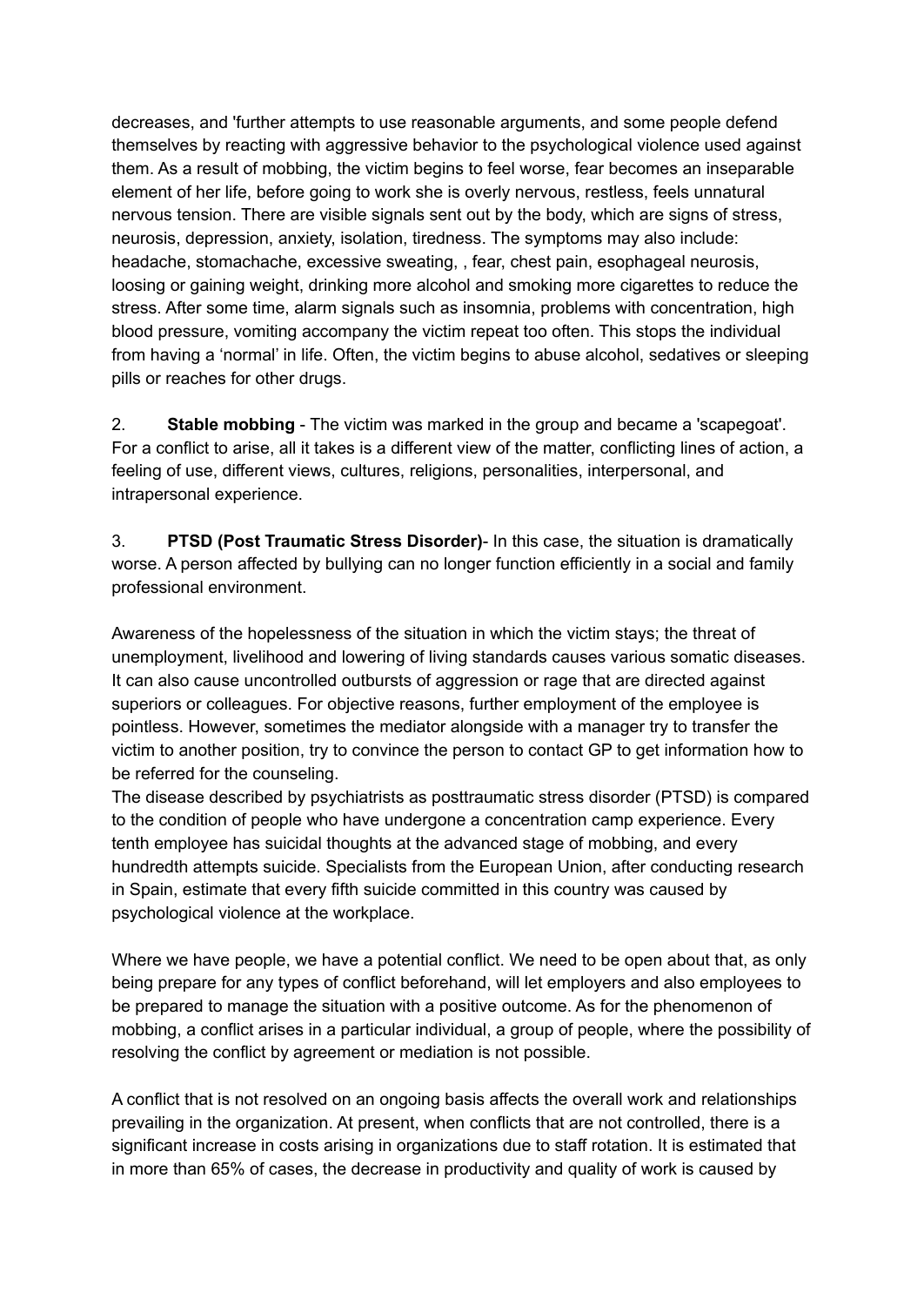decreases, and 'further attempts to use reasonable arguments, and some people defend themselves by reacting with aggressive behavior to the psychological violence used against them. As a result of mobbing, the victim begins to feel worse, fear becomes an inseparable element of her life, before going to work she is overly nervous, restless, feels unnatural nervous tension. There are visible signals sent out by the body, which are signs of stress, neurosis, depression, anxiety, isolation, tiredness. The symptoms may also include: headache, stomachache, excessive sweating, , fear, chest pain, esophageal neurosis, loosing or gaining weight, drinking more alcohol and smoking more cigarettes to reduce the stress. After some time, alarm signals such as insomnia, problems with concentration, high blood pressure, vomiting accompany the victim repeat too often. This stops the individual from having a 'normal' in life. Often, the victim begins to abuse alcohol, sedatives or sleeping pills or reaches for other drugs.

2. **Stable mobbing** - The victim was marked in the group and became a 'scapegoat'. For a conflict to arise, all it takes is a different view of the matter, conflicting lines of action, a feeling of use, different views, cultures, religions, personalities, interpersonal, and intrapersonal experience.

3. **PTSD (Post Traumatic Stress Disorder)**- In this case, the situation is dramatically worse. A person affected by bullying can no longer function efficiently in a social and family professional environment.

Awareness of the hopelessness of the situation in which the victim stays; the threat of unemployment, livelihood and lowering of living standards causes various somatic diseases. It can also cause uncontrolled outbursts of aggression or rage that are directed against superiors or colleagues. For objective reasons, further employment of the employee is pointless. However, sometimes the mediator alongside with a manager try to transfer the victim to another position, try to convince the person to contact GP to get information how to be referred for the counseling.
The disease described by psychiatrists as posttraumatic stress disorder (PTSD) is compared to the condition of people who have undergone a concentration camp experience. Every tenth employee has suicidal thoughts at the advanced stage of mobbing, and every hundredth attempts suicide. Specialists from the European Union, after conducting research in Spain, estimate that every fifth suicide committed in this country was caused by psychological violence at the workplace.

Where we have people, we have a potential conflict. We need to be open about that, as only being prepare for any types of conflict beforehand, will let employers and also employees to be prepared to manage the situation with a positive outcome. As for the phenomenon of mobbing, a conflict arises in a particular individual, a group of people, where the possibility of resolving the conflict by agreement or mediation is not possible.

A conflict that is not resolved on an ongoing basis affects the overall work and relationships prevailing in the organization. At present, when conflicts that are not controlled, there is a significant increase in costs arising in organizations due to staff rotation. It is estimated that in more than 65% of cases, the decrease in productivity and quality of work is caused by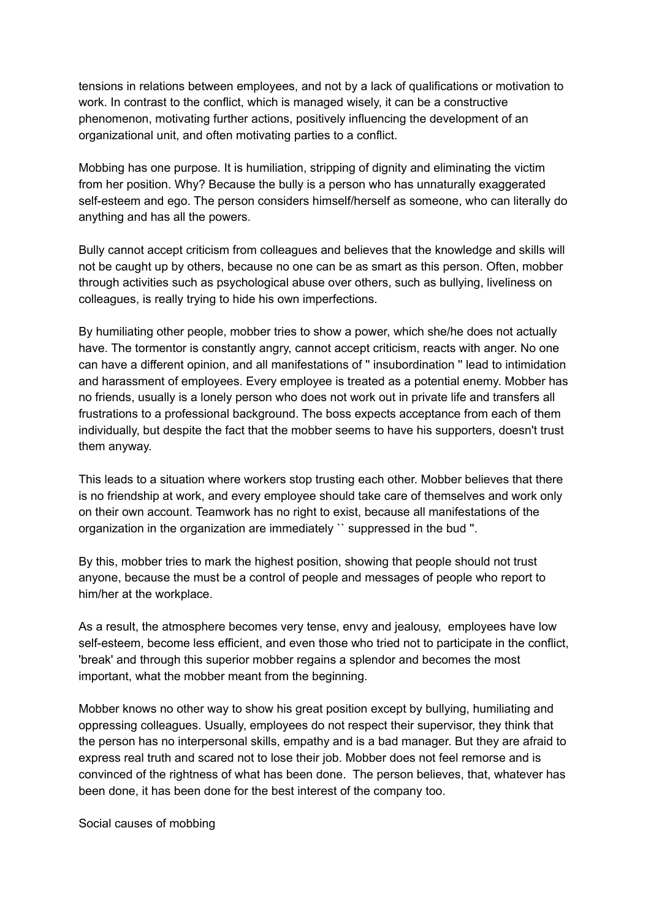tensions in relations between employees, and not by a lack of qualifications or motivation to work. In contrast to the conflict, which is managed wisely, it can be a constructive phenomenon, motivating further actions, positively influencing the development of an organizational unit, and often motivating parties to a conflict.

Mobbing has one purpose. It is humiliation, stripping of dignity and eliminating the victim from her position. Why? Because the bully is a person who has unnaturally exaggerated self-esteem and ego. The person considers himself/herself as someone, who can literally do anything and has all the powers.

Bully cannot accept criticism from colleagues and believes that the knowledge and skills will not be caught up by others, because no one can be as smart as this person. Often, mobber through activities such as psychological abuse over others, such as bullying, liveliness on colleagues, is really trying to hide his own imperfections.

By humiliating other people, mobber tries to show a power, which she/he does not actually have. The tormentor is constantly angry, cannot accept criticism, reacts with anger. No one can have a different opinion, and all manifestations of '' insubordination '' lead to intimidation and harassment of employees. Every employee is treated as a potential enemy. Mobber has no friends, usually is a lonely person who does not work out in private life and transfers all frustrations to a professional background. The boss expects acceptance from each of them individually, but despite the fact that the mobber seems to have his supporters, doesn't trust them anyway.

This leads to a situation where workers stop trusting each other. Mobber believes that there is no friendship at work, and every employee should take care of themselves and work only on their own account. Teamwork has no right to exist, because all manifestations of the organization in the organization are immediately `` suppressed in the bud ''.

By this, mobber tries to mark the highest position, showing that people should not trust anyone, because the must be a control of people and messages of people who report to him/her at the workplace.

As a result, the atmosphere becomes very tense, envy and jealousy, employees have low self-esteem, become less efficient, and even those who tried not to participate in the conflict, 'break' and through this superior mobber regains a splendor and becomes the most important, what the mobber meant from the beginning.

Mobber knows no other way to show his great position except by bullying, humiliating and oppressing colleagues. Usually, employees do not respect their supervisor, they think that the person has no interpersonal skills, empathy and is a bad manager. But they are afraid to express real truth and scared not to lose their job. Mobber does not feel remorse and is convinced of the rightness of what has been done. The person believes, that, whatever has been done, it has been done for the best interest of the company too.

Social causes of mobbing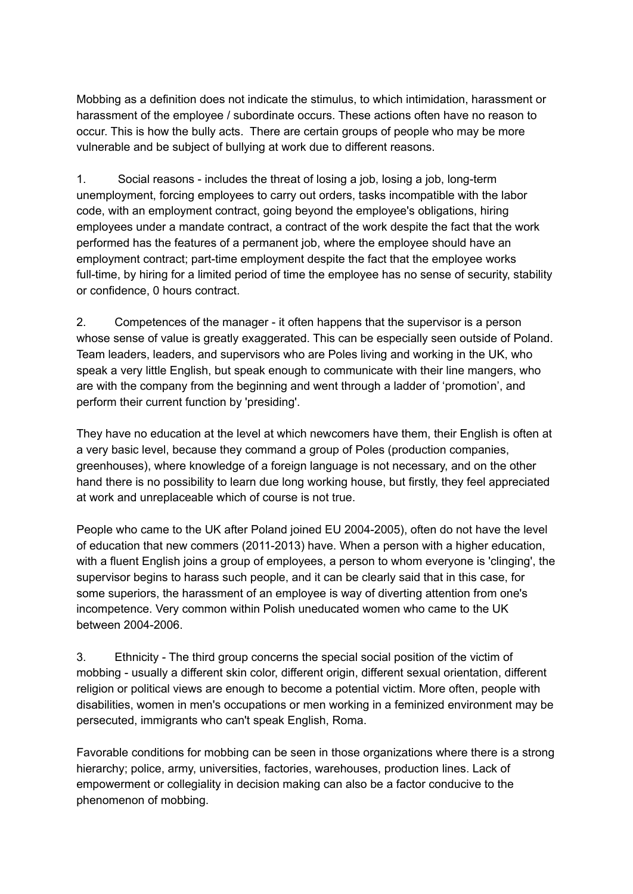Mobbing as a definition does not indicate the stimulus, to which intimidation, harassment or harassment of the employee / subordinate occurs. These actions often have no reason to occur. This is how the bully acts. There are certain groups of people who may be more vulnerable and be subject of bullying at work due to different reasons.

1. Social reasons - includes the threat of losing a job, losing a job, long-term unemployment, forcing employees to carry out orders, tasks incompatible with the labor code, with an employment contract, going beyond the employee's obligations, hiring employees under a mandate contract, a contract of the work despite the fact that the work performed has the features of a permanent job, where the employee should have an employment contract; part-time employment despite the fact that the employee works full-time, by hiring for a limited period of time the employee has no sense of security, stability or confidence, 0 hours contract.

2. Competences of the manager - it often happens that the supervisor is a person whose sense of value is greatly exaggerated. This can be especially seen outside of Poland. Team leaders, leaders, and supervisors who are Poles living and working in the UK, who speak a very little English, but speak enough to communicate with their line mangers, who are with the company from the beginning and went through a ladder of 'promotion', and perform their current function by 'presiding'.

They have no education at the level at which newcomers have them, their English is often at a very basic level, because they command a group of Poles (production companies, greenhouses), where knowledge of a foreign language is not necessary, and on the other hand there is no possibility to learn due long working house, but firstly, they feel appreciated at work and unreplaceable which of course is not true.

People who came to the UK after Poland joined EU 2004-2005), often do not have the level of education that new commers (2011-2013) have. When a person with a higher education, with a fluent English joins a group of employees, a person to whom everyone is 'clinging', the supervisor begins to harass such people, and it can be clearly said that in this case, for some superiors, the harassment of an employee is way of diverting attention from one's incompetence. Very common within Polish uneducated women who came to the UK between 2004-2006.

3. Ethnicity - The third group concerns the special social position of the victim of mobbing - usually a different skin color, different origin, different sexual orientation, different religion or political views are enough to become a potential victim. More often, people with disabilities, women in men's occupations or men working in a feminized environment may be persecuted, immigrants who can't speak English, Roma.

Favorable conditions for mobbing can be seen in those organizations where there is a strong hierarchy; police, army, universities, factories, warehouses, production lines. Lack of empowerment or collegiality in decision making can also be a factor conducive to the phenomenon of mobbing.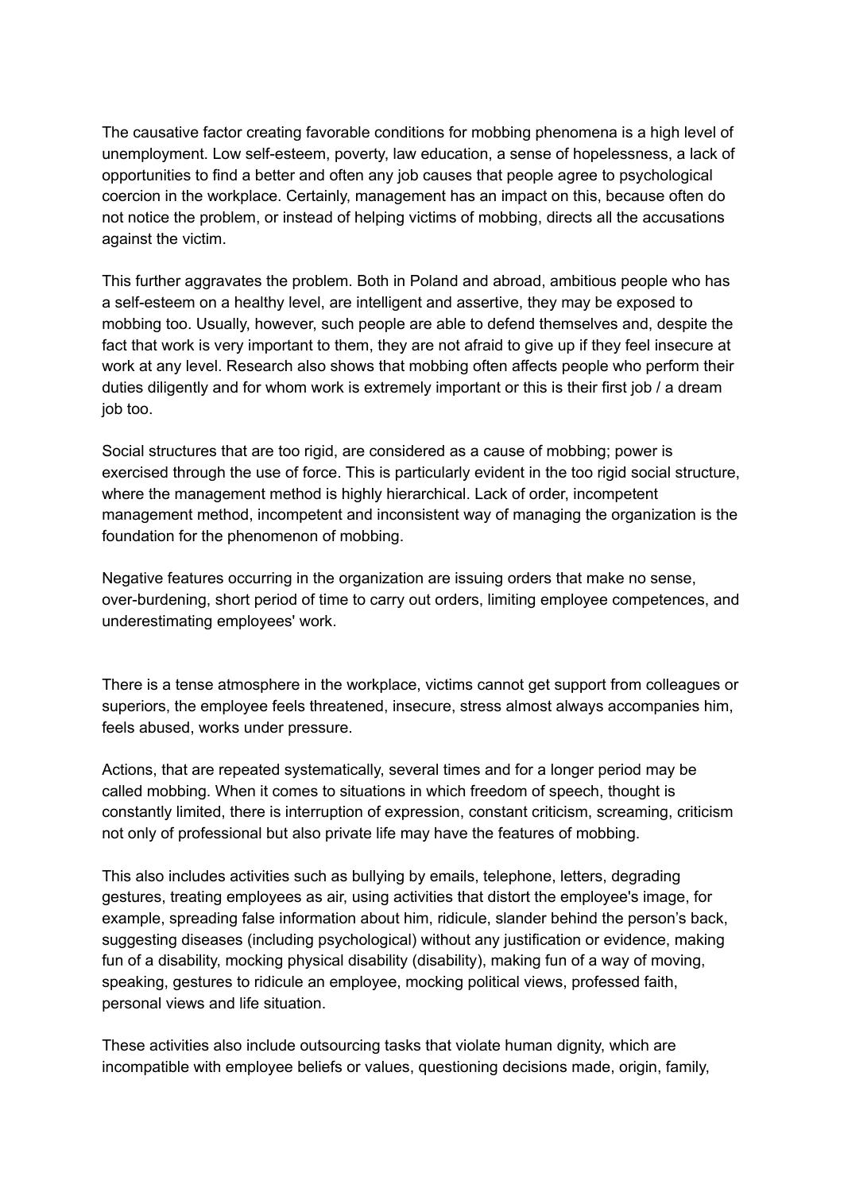The causative factor creating favorable conditions for mobbing phenomena is a high level of unemployment. Low self-esteem, poverty, law education, a sense of hopelessness, a lack of opportunities to find a better and often any job causes that people agree to psychological coercion in the workplace. Certainly, management has an impact on this, because often do not notice the problem, or instead of helping victims of mobbing, directs all the accusations against the victim.

This further aggravates the problem. Both in Poland and abroad, ambitious people who has a self-esteem on a healthy level, are intelligent and assertive, they may be exposed to mobbing too. Usually, however, such people are able to defend themselves and, despite the fact that work is very important to them, they are not afraid to give up if they feel insecure at work at any level. Research also shows that mobbing often affects people who perform their duties diligently and for whom work is extremely important or this is their first job / a dream job too.

Social structures that are too rigid, are considered as a cause of mobbing; power is exercised through the use of force. This is particularly evident in the too rigid social structure, where the management method is highly hierarchical. Lack of order, incompetent management method, incompetent and inconsistent way of managing the organization is the foundation for the phenomenon of mobbing.

Negative features occurring in the organization are issuing orders that make no sense, over-burdening, short period of time to carry out orders, limiting employee competences, and underestimating employees' work.

There is a tense atmosphere in the workplace, victims cannot get support from colleagues or superiors, the employee feels threatened, insecure, stress almost always accompanies him, feels abused, works under pressure.

Actions, that are repeated systematically, several times and for a longer period may be called mobbing. When it comes to situations in which freedom of speech, thought is constantly limited, there is interruption of expression, constant criticism, screaming, criticism not only of professional but also private life may have the features of mobbing.

This also includes activities such as bullying by emails, telephone, letters, degrading gestures, treating employees as air, using activities that distort the employee's image, for example, spreading false information about him, ridicule, slander behind the person's back, suggesting diseases (including psychological) without any justification or evidence, making fun of a disability, mocking physical disability (disability), making fun of a way of moving, speaking, gestures to ridicule an employee, mocking political views, professed faith, personal views and life situation.

These activities also include outsourcing tasks that violate human dignity, which are incompatible with employee beliefs or values, questioning decisions made, origin, family,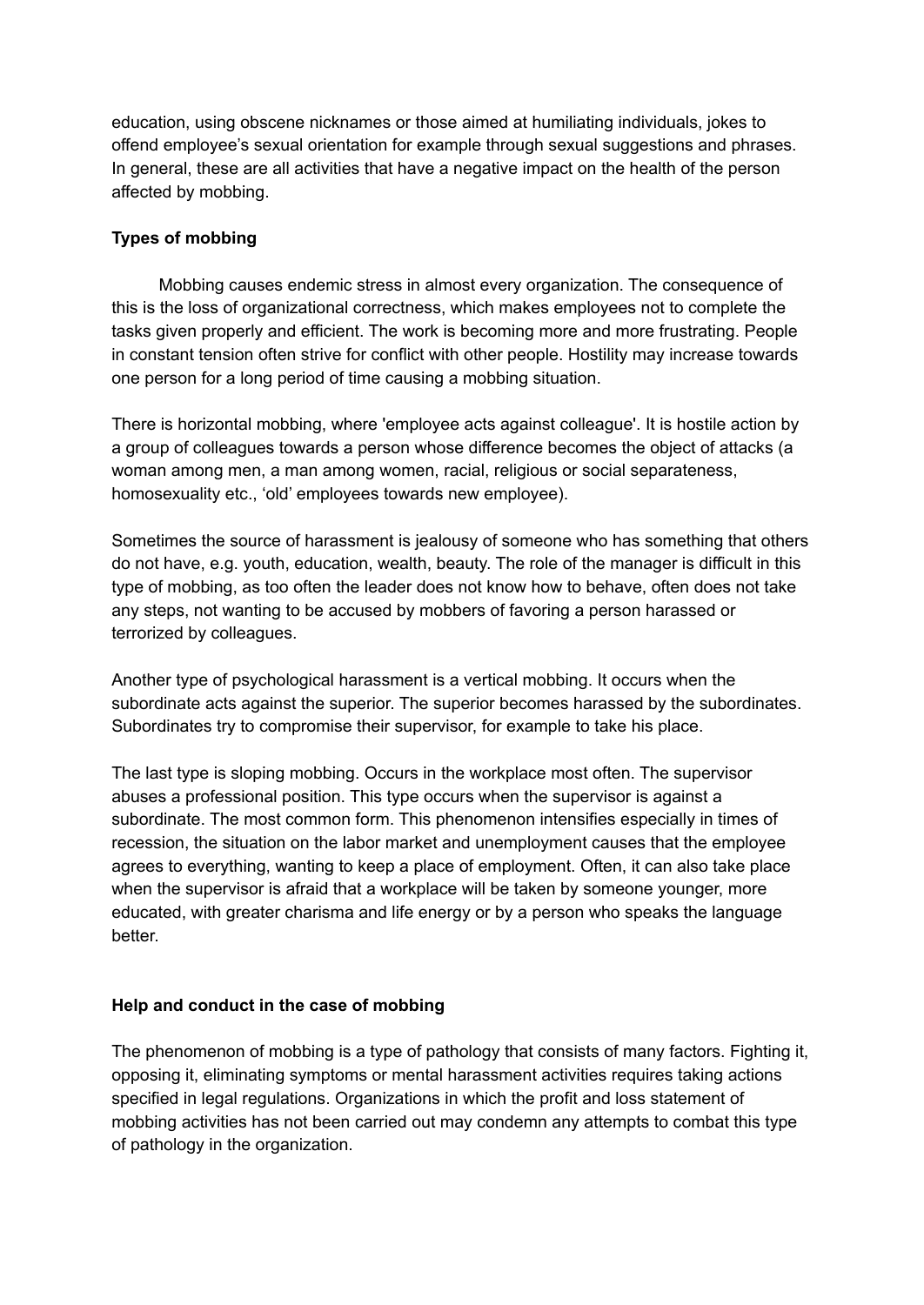education, using obscene nicknames or those aimed at humiliating individuals, jokes to offend employee's sexual orientation for example through sexual suggestions and phrases. In general, these are all activities that have a negative impact on the health of the person affected by mobbing.

**Types of mobbing**

Mobbing causes endemic stress in almost every organization. The consequence of this is the loss of organizational correctness, which makes employees not to complete the tasks given properly and efficient. The work is becoming more and more frustrating. People in constant tension often strive for conflict with other people. Hostility may increase towards one person for a long period of time causing a mobbing situation.

There is horizontal mobbing, where 'employee acts against colleague'. It is hostile action by a group of colleagues towards a person whose difference becomes the object of attacks (a woman among men, a man among women, racial, religious or social separateness, homosexuality etc., 'old' employees towards new employee).

Sometimes the source of harassment is jealousy of someone who has something that others do not have, e.g. youth, education, wealth, beauty. The role of the manager is difficult in this type of mobbing, as too often the leader does not know how to behave, often does not take any steps, not wanting to be accused by mobbers of favoring a person harassed or terrorized by colleagues.

Another type of psychological harassment is a vertical mobbing. It occurs when the subordinate acts against the superior. The superior becomes harassed by the subordinates. Subordinates try to compromise their supervisor, for example to take his place.

The last type is sloping mobbing. Occurs in the workplace most often. The supervisor abuses a professional position. This type occurs when the supervisor is against a subordinate. The most common form. This phenomenon intensifies especially in times of recession, the situation on the labor market and unemployment causes that the employee agrees to everything, wanting to keep a place of employment. Often, it can also take place when the supervisor is afraid that a workplace will be taken by someone younger, more educated, with greater charisma and life energy or by a person who speaks the language better.

**Help and conduct in the case of mobbing**

The phenomenon of mobbing is a type of pathology that consists of many factors. Fighting it, opposing it, eliminating symptoms or mental harassment activities requires taking actions specified in legal regulations. Organizations in which the profit and loss statement of mobbing activities has not been carried out may condemn any attempts to combat this type of pathology in the organization.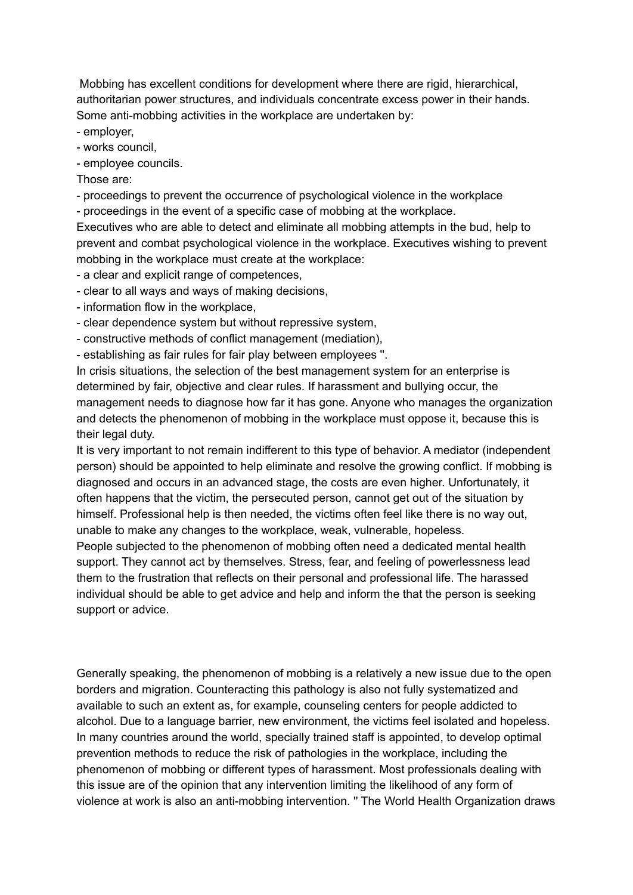Mobbing has excellent conditions for development where there are rigid, hierarchical, authoritarian power structures, and individuals concentrate excess power in their hands. Some anti-mobbing activities in the workplace are undertaken by:

- employer,
- works council,
- employee councils.

Those are:

- proceedings to prevent the occurrence of psychological violence in the workplace
- proceedings in the event of a specific case of mobbing at the workplace.

Executives who are able to detect and eliminate all mobbing attempts in the bud, help to prevent and combat psychological violence in the workplace. Executives wishing to prevent mobbing in the workplace must create at the workplace:

- a clear and explicit range of competences,
- clear to all ways and ways of making decisions,
- information flow in the workplace,
- clear dependence system but without repressive system,
- constructive methods of conflict management (mediation),
- establishing as fair rules for fair play between employees ''.

In crisis situations, the selection of the best management system for an enterprise is determined by fair, objective and clear rules. If harassment and bullying occur, the management needs to diagnose how far it has gone. Anyone who manages the organization and detects the phenomenon of mobbing in the workplace must oppose it, because this is their legal duty.

It is very important to not remain indifferent to this type of behavior. A mediator (independent person) should be appointed to help eliminate and resolve the growing conflict. If mobbing is diagnosed and occurs in an advanced stage, the costs are even higher. Unfortunately, it often happens that the victim, the persecuted person, cannot get out of the situation by himself. Professional help is then needed, the victims often feel like there is no way out, unable to make any changes to the workplace, weak, vulnerable, hopeless.

People subjected to the phenomenon of mobbing often need a dedicated mental health support. They cannot act by themselves. Stress, fear, and feeling of powerlessness lead them to the frustration that reflects on their personal and professional life. The harassed individual should be able to get advice and help and inform the that the person is seeking support or advice.

Generally speaking, the phenomenon of mobbing is a relatively a new issue due to the open borders and migration. Counteracting this pathology is also not fully systematized and available to such an extent as, for example, counseling centers for people addicted to alcohol. Due to a language barrier, new environment, the victims feel isolated and hopeless. In many countries around the world, specially trained staff is appointed, to develop optimal prevention methods to reduce the risk of pathologies in the workplace, including the phenomenon of mobbing or different types of harassment. Most professionals dealing with this issue are of the opinion that any intervention limiting the likelihood of any form of violence at work is also an anti-mobbing intervention. '' The World Health Organization draws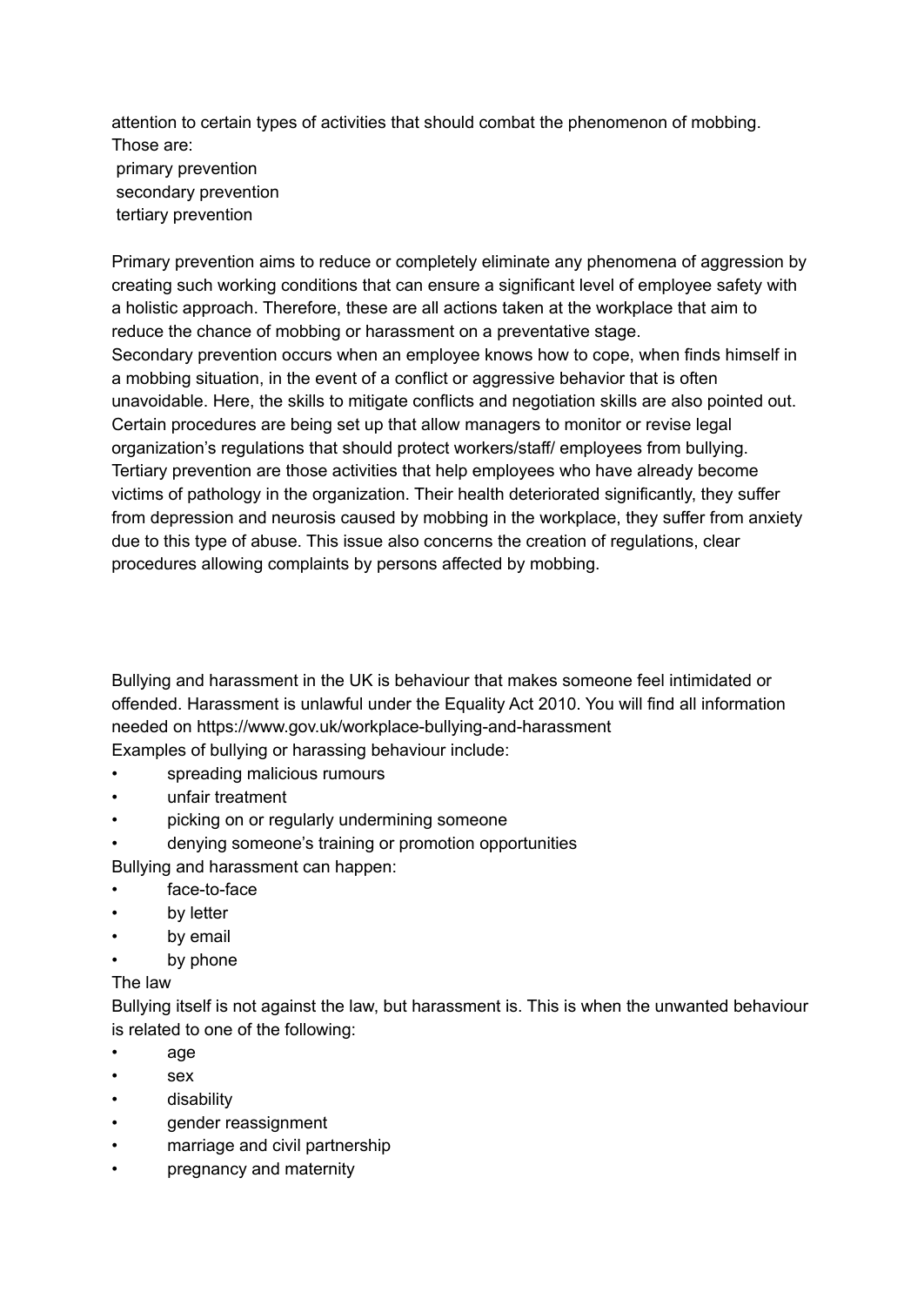attention to certain types of activities that should combat the phenomenon of mobbing. Those are:

- primary prevention
- secondary prevention
- tertiary prevention

Primary prevention aims to reduce or completely eliminate any phenomena of aggression by creating such working conditions that can ensure a significant level of employee safety with a holistic approach. Therefore, these are all actions taken at the workplace that aim to reduce the chance of mobbing or harassment on a preventative stage.
Secondary prevention occurs when an employee knows how to cope, when finds himself in a mobbing situation, in the event of a conflict or aggressive behavior that is often unavoidable. Here, the skills to mitigate conflicts and negotiation skills are also pointed out. Certain procedures are being set up that allow managers to monitor or revise legal organization's regulations that should protect workers/staff/ employees from bullying.
Tertiary prevention are those activities that help employees who have already become victims of pathology in the organization. Their health deteriorated significantly, they suffer from depression and neurosis caused by mobbing in the workplace, they suffer from anxiety due to this type of abuse. This issue also concerns the creation of regulations, clear procedures allowing complaints by persons affected by mobbing.

Bullying and harassment in the UK is behaviour that makes someone feel intimidated or offended. Harassment is unlawful under the Equality Act 2010. You will find all information needed on https://www.gov.uk/workplace-bullying-and-harassment
Examples of bullying or harassing behaviour include:

- spreading malicious rumours
- unfair treatment
- picking on or regularly undermining someone
- denying someone's training or promotion opportunities

Bullying and harassment can happen:

- face-to-face
- by letter
- by email
- by phone

The law
Bullying itself is not against the law, but harassment is. This is when the unwanted behaviour is related to one of the following:

- age
- sex
- disability
- gender reassignment
- marriage and civil partnership
- pregnancy and maternity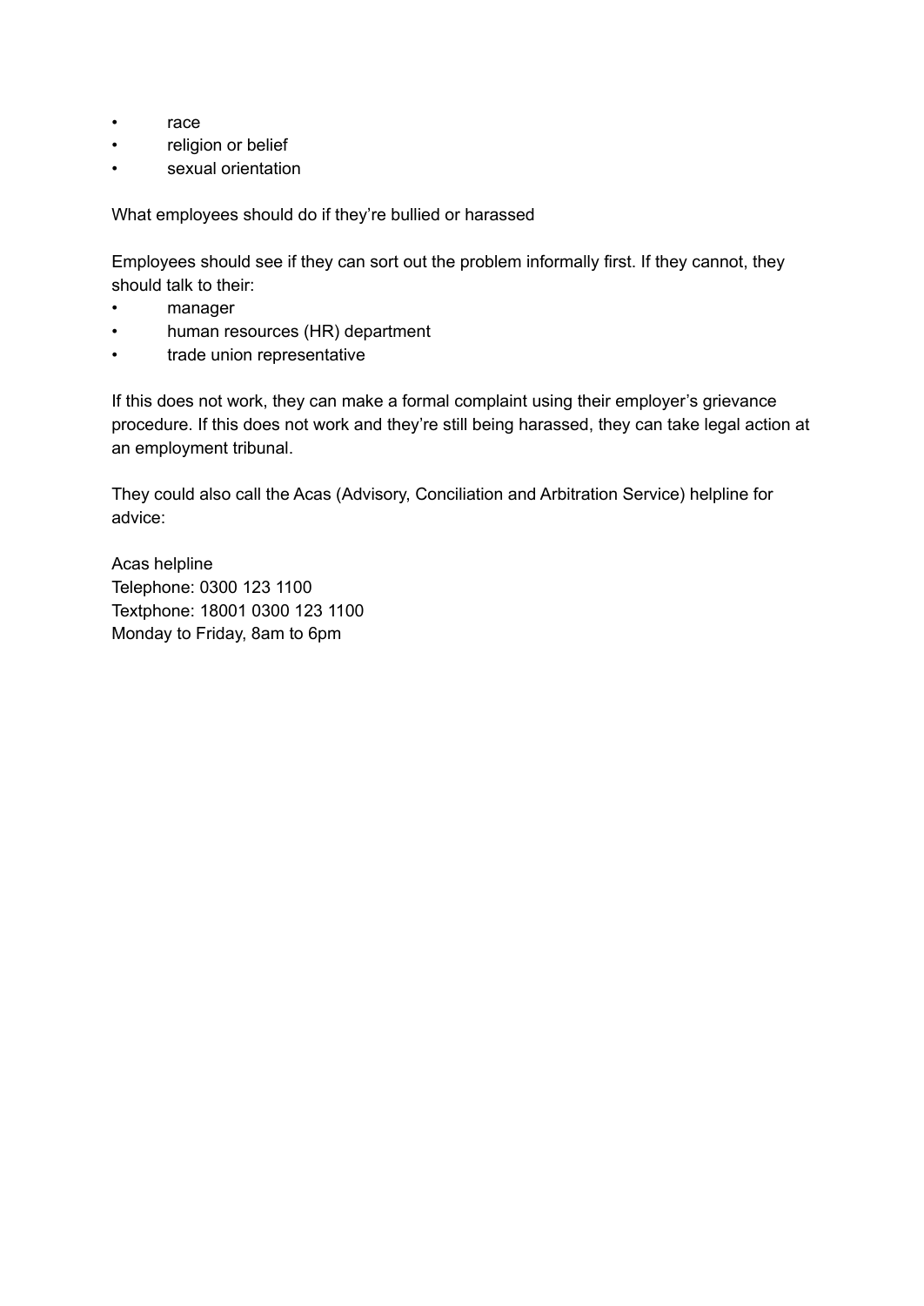- race
- religion or belief
- sexual orientation

## What employees should do if they're bullied or harassed

Employees should see if they can sort out the problem informally first. If they cannot, they should talk to their:

- manager
- human resources (HR) department
- trade union representative

If this does not work, they can make a formal complaint using their employer's grievance procedure. If this does not work and they're still being harassed, they can take legal action at an employment tribunal.

They could also call the Acas (Advisory, Conciliation and Arbitration Service) helpline for advice:

Acas helpline
Telephone: 0300 123 1100
Textphone: 18001 0300 123 1100
Monday to Friday, 8am to 6pm